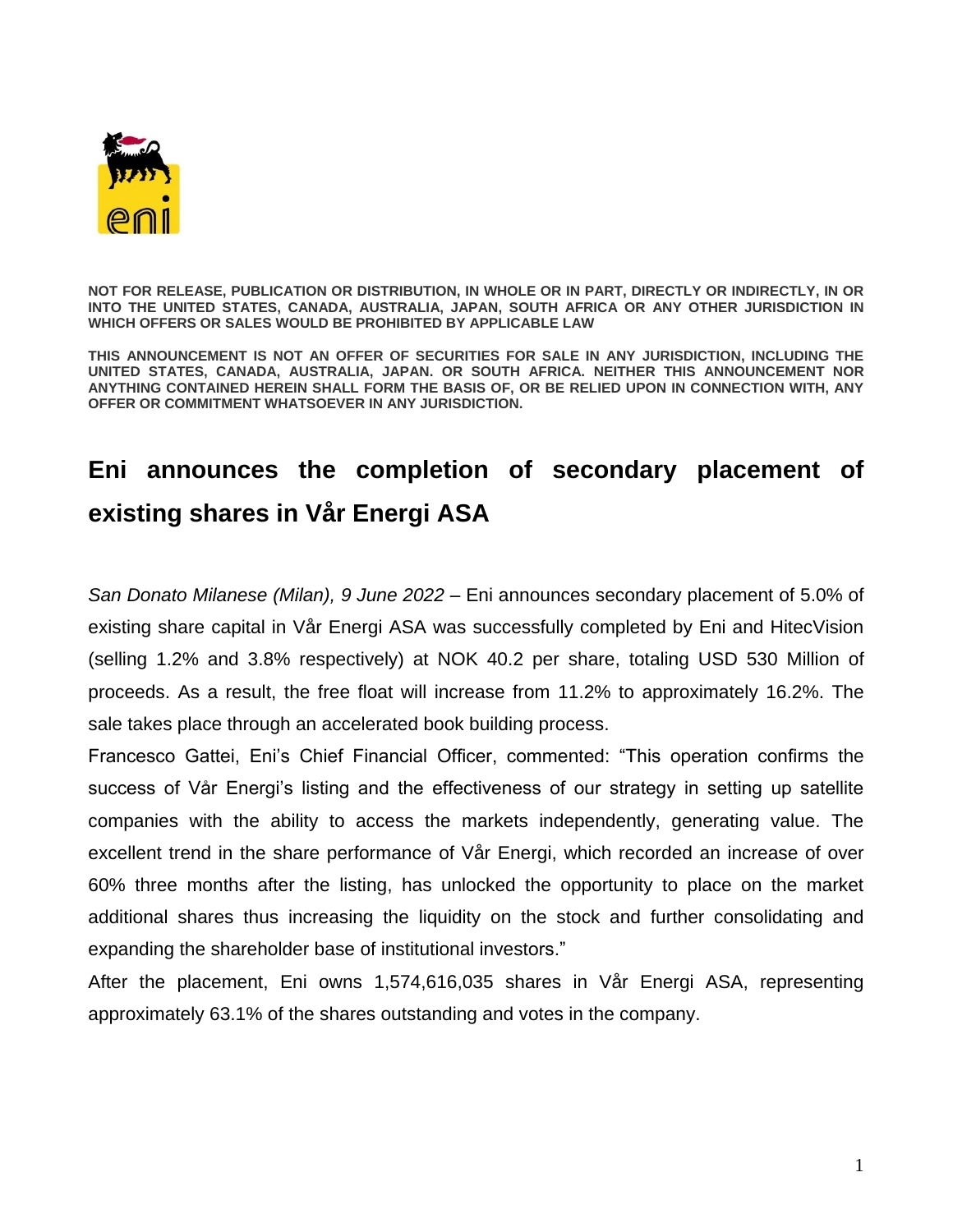**NOT FOR RELEASE, PUBLICATION OR DISTRIBUTION, IN WHOLE OR IN PART, DIRECTLY OR INDIRECTLY, IN OR INTO THE UNITED STATES, CANADA, AUSTRALIA, JAPAN, SOUTH AFRICA OR ANY OTHER JURISDICTION IN WHICH OFFERS OR SALES WOULD BE PROHIBITED BY APPLICABLE LAW**

**THIS ANNOUNCEMENT IS NOT AN OFFER OF SECURITIES FOR SALE IN ANY JURISDICTION, INCLUDING THE UNITED STATES, CANADA, AUSTRALIA, JAPAN. OR SOUTH AFRICA. NEITHER THIS ANNOUNCEMENT NOR ANYTHING CONTAINED HEREIN SHALL FORM THE BASIS OF, OR BE RELIED UPON IN CONNECTION WITH, ANY OFFER OR COMMITMENT WHATSOEVER IN ANY JURISDICTION.**

# Eni announces the completion of secondary placement of existing shares in Vår Energi ASA

*San Donato Milanese (Milan), 9 June 2022* – Eni announces secondary placement of 5.0% of existing share capital in Vår Energi ASA was successfully completed by Eni and HitecVision (selling 1.2% and 3.8% respectively) at NOK 40.2 per share, totaling USD 530 Million of proceeds. As a result, the free float will increase from 11.2% to approximately 16.2%. The sale takes place through an accelerated book building process.

Francesco Gattei, Eni's Chief Financial Officer, commented: "This operation confirms the success of Vår Energi's listing and the effectiveness of our strategy in setting up satellite companies with the ability to access the markets independently, generating value. The excellent trend in the share performance of Vår Energi, which recorded an increase of over 60% three months after the listing, has unlocked the opportunity to place on the market additional shares thus increasing the liquidity on the stock and further consolidating and expanding the shareholder base of institutional investors."

After the placement, Eni owns 1,574,616,035 shares in Vår Energi ASA, representing approximately 63.1% of the shares outstanding and votes in the company.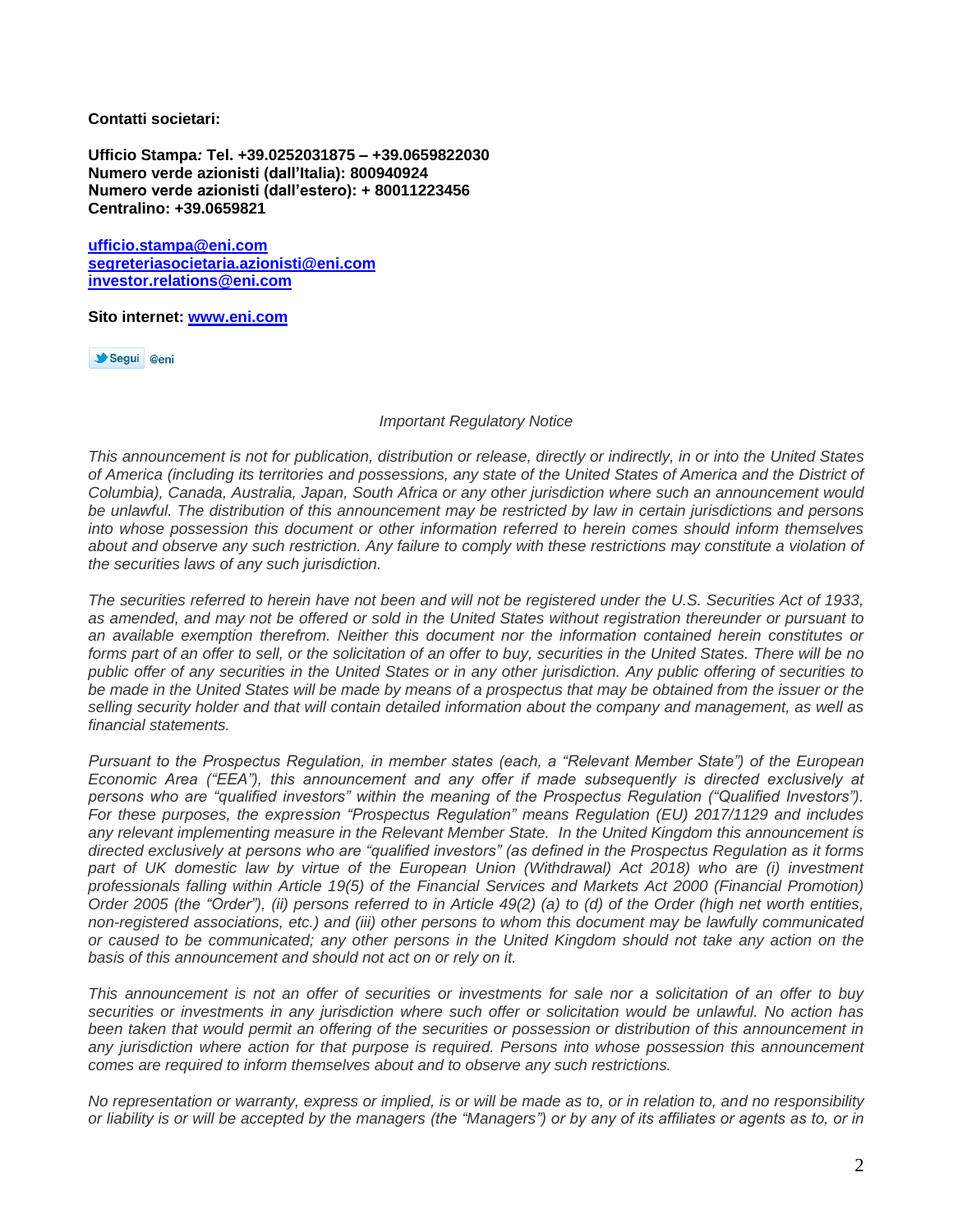**Contatti societari:**

**Ufficio Stampa: Tel. +39.0252031875 – +39.0659822030**
**Numero verde azionisti (dall'Italia): 800940924**
**Numero verde azionisti (dall'estero): + 80011223456**
**Centralino: +39.0659821**

**ufficio.stampa@eni.com**
**segreteriasocietaria.azionisti@eni.com**
**investor.relations@eni.com**

**Sito internet: www.eni.com**

Segui @eni

*Important Regulatory Notice*

*This announcement is not for publication, distribution or release, directly or indirectly, in or into the United States of America (including its territories and possessions, any state of the United States of America and the District of Columbia), Canada, Australia, Japan, South Africa or any other jurisdiction where such an announcement would be unlawful. The distribution of this announcement may be restricted by law in certain jurisdictions and persons into whose possession this document or other information referred to herein comes should inform themselves about and observe any such restriction. Any failure to comply with these restrictions may constitute a violation of the securities laws of any such jurisdiction.*

*The securities referred to herein have not been and will not be registered under the U.S. Securities Act of 1933, as amended, and may not be offered or sold in the United States without registration thereunder or pursuant to an available exemption therefrom. Neither this document nor the information contained herein constitutes or forms part of an offer to sell, or the solicitation of an offer to buy, securities in the United States. There will be no public offer of any securities in the United States or in any other jurisdiction. Any public offering of securities to be made in the United States will be made by means of a prospectus that may be obtained from the issuer or the selling security holder and that will contain detailed information about the company and management, as well as financial statements.*

*Pursuant to the Prospectus Regulation, in member states (each, a "Relevant Member State") of the European Economic Area ("EEA"), this announcement and any offer if made subsequently is directed exclusively at persons who are "qualified investors" within the meaning of the Prospectus Regulation ("Qualified Investors"). For these purposes, the expression "Prospectus Regulation" means Regulation (EU) 2017/1129 and includes any relevant implementing measure in the Relevant Member State. In the United Kingdom this announcement is directed exclusively at persons who are "qualified investors" (as defined in the Prospectus Regulation as it forms part of UK domestic law by virtue of the European Union (Withdrawal) Act 2018) who are (i) investment professionals falling within Article 19(5) of the Financial Services and Markets Act 2000 (Financial Promotion) Order 2005 (the "Order"), (ii) persons referred to in Article 49(2) (a) to (d) of the Order (high net worth entities, non-registered associations, etc.) and (iii) other persons to whom this document may be lawfully communicated or caused to be communicated; any other persons in the United Kingdom should not take any action on the basis of this announcement and should not act on or rely on it.*

*This announcement is not an offer of securities or investments for sale nor a solicitation of an offer to buy securities or investments in any jurisdiction where such offer or solicitation would be unlawful. No action has been taken that would permit an offering of the securities or possession or distribution of this announcement in any jurisdiction where action for that purpose is required. Persons into whose possession this announcement comes are required to inform themselves about and to observe any such restrictions.*

*No representation or warranty, express or implied, is or will be made as to, or in relation to, and no responsibility or liability is or will be accepted by the managers (the "Managers") or by any of its affiliates or agents as to, or in*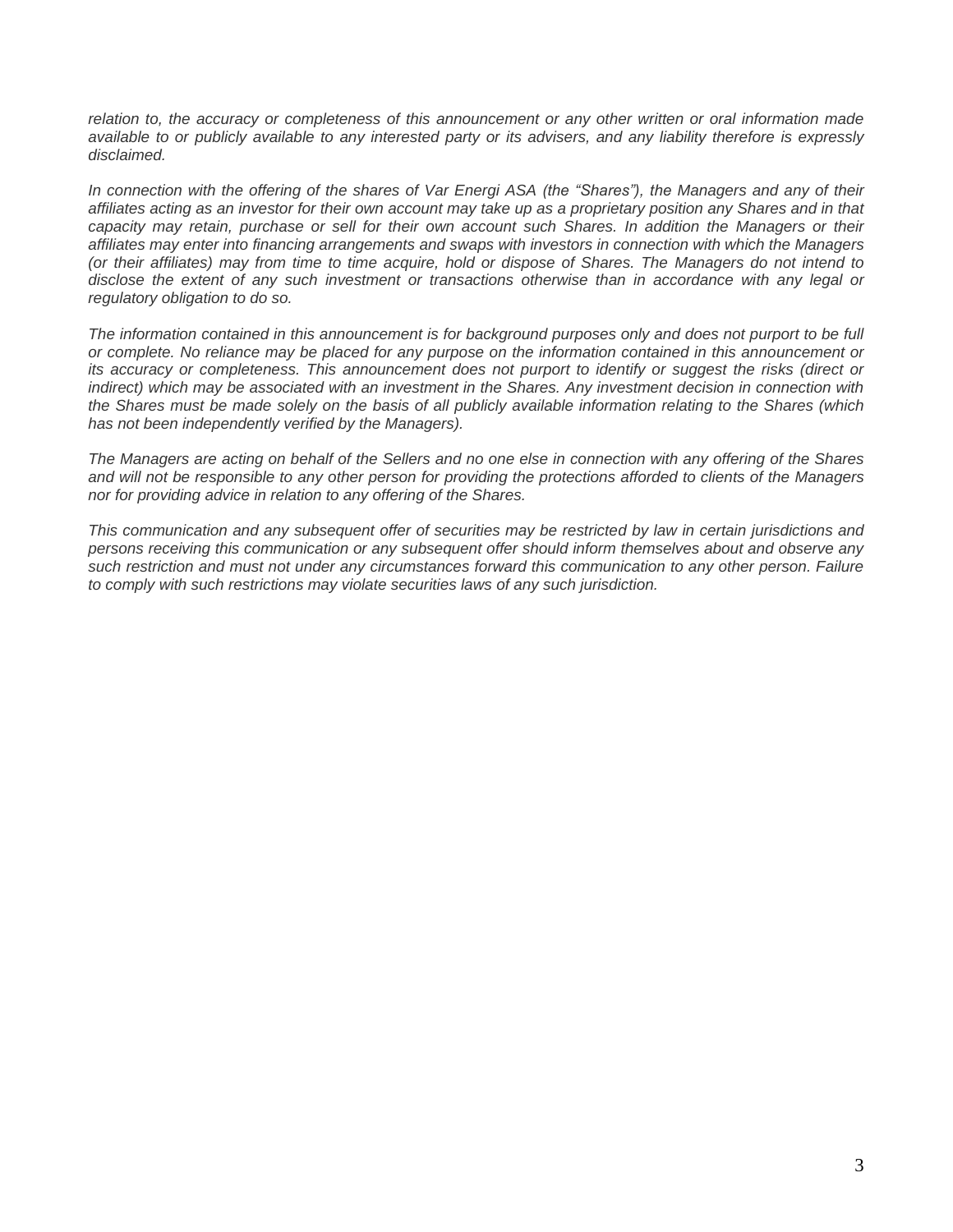*relation to, the accuracy or completeness of this announcement or any other written or oral information made available to or publicly available to any interested party or its advisers, and any liability therefore is expressly disclaimed.*

*In connection with the offering of the shares of Var Energi ASA (the “Shares”), the Managers and any of their affiliates acting as an investor for their own account may take up as a proprietary position any Shares and in that capacity may retain, purchase or sell for their own account such Shares. In addition the Managers or their affiliates may enter into financing arrangements and swaps with investors in connection with which the Managers (or their affiliates) may from time to time acquire, hold or dispose of Shares. The Managers do not intend to disclose the extent of any such investment or transactions otherwise than in accordance with any legal or regulatory obligation to do so.*

*The information contained in this announcement is for background purposes only and does not purport to be full or complete. No reliance may be placed for any purpose on the information contained in this announcement or its accuracy or completeness. This announcement does not purport to identify or suggest the risks (direct or indirect) which may be associated with an investment in the Shares. Any investment decision in connection with the Shares must be made solely on the basis of all publicly available information relating to the Shares (which has not been independently verified by the Managers).*

*The Managers are acting on behalf of the Sellers and no one else in connection with any offering of the Shares and will not be responsible to any other person for providing the protections afforded to clients of the Managers nor for providing advice in relation to any offering of the Shares.*

*This communication and any subsequent offer of securities may be restricted by law in certain jurisdictions and persons receiving this communication or any subsequent offer should inform themselves about and observe any such restriction and must not under any circumstances forward this communication to any other person. Failure to comply with such restrictions may violate securities laws of any such jurisdiction.*